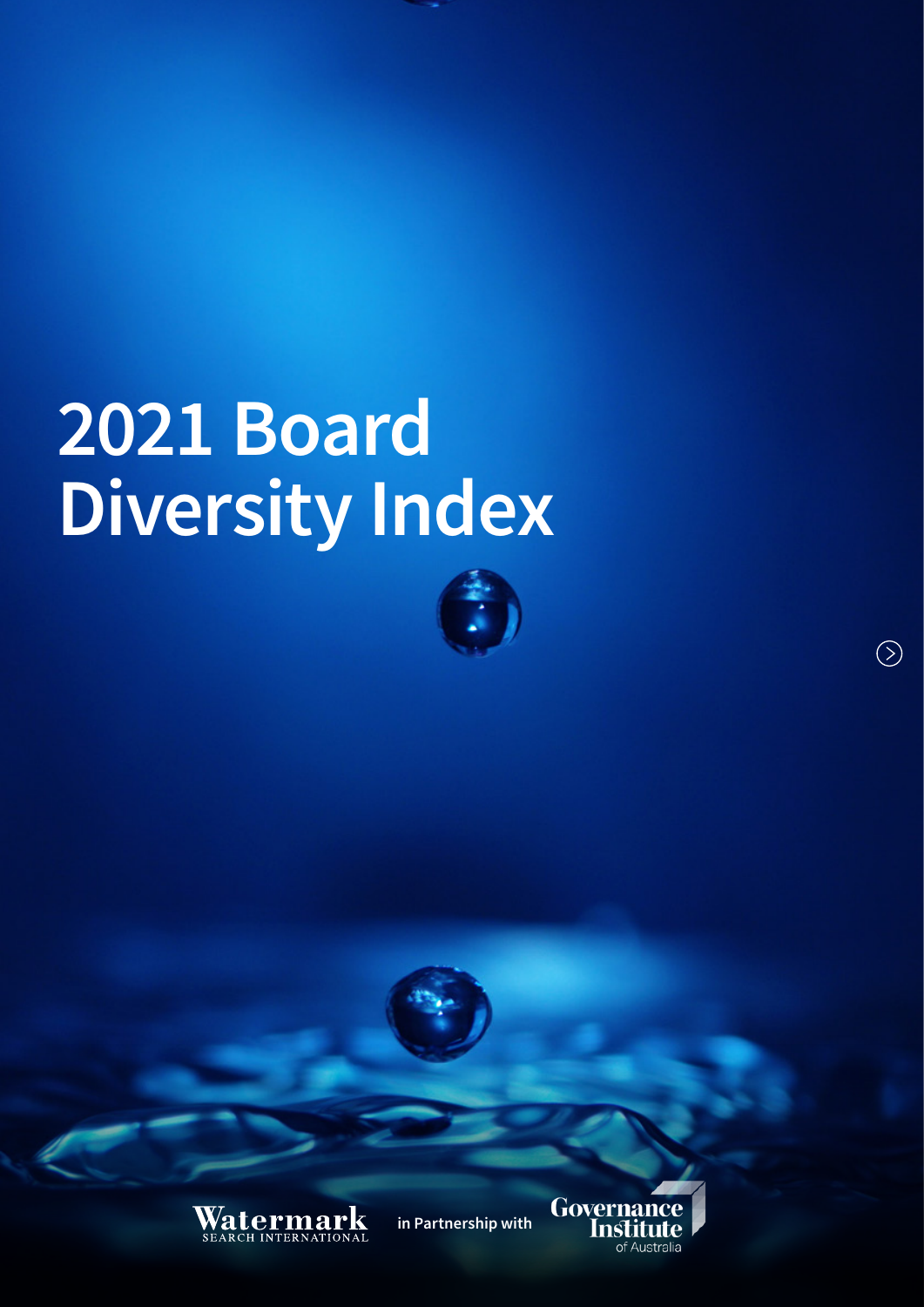# 2021 Board Diversity Index

Watermark SEARCH INTERNATIONAL in Partnership with Governance Institute of Australia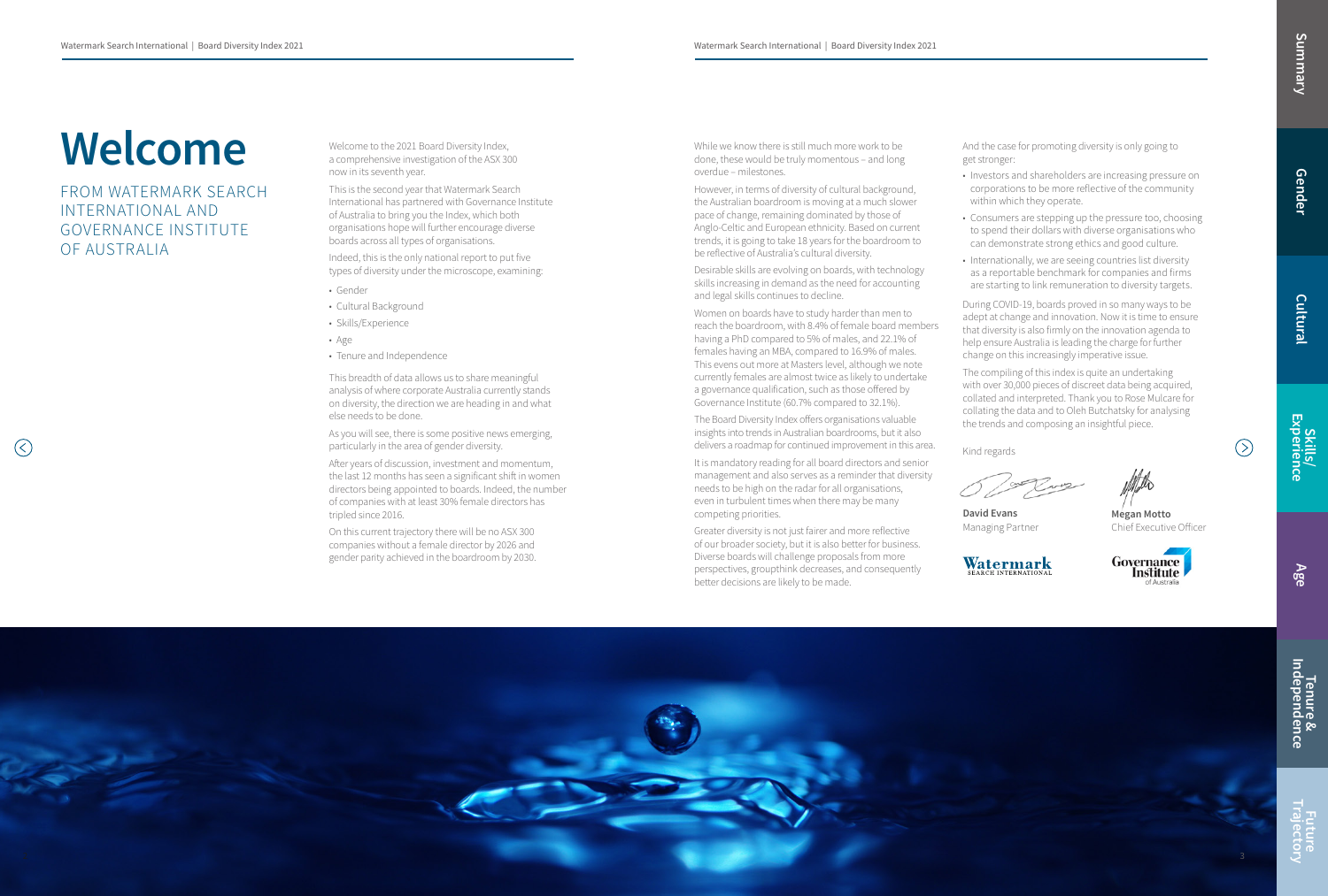# Welcome

## FROM WATERMARK SEARCH INTERNATIONAL AND GOVERNANCE INSTITUTE OF AUSTRALIA

Welcome to the 2021 Board Diversity Index, a comprehensive investigation of the ASX 300 now in its seventh year.

This is the second year that Watermark Search International has partnered with Governance Institute of Australia to bring you the Index, which both organisations hope will further encourage diverse boards across all types of organisations.

Indeed, this is the only national report to put five types of diversity under the microscope, examining:

- Gender
- Cultural Background
- Skills/Experience
- Age
- Tenure and Independence

This breadth of data allows us to share meaningful analysis of where corporate Australia currently stands on diversity, the direction we are heading in and what else needs to be done.

As you will see, there is some positive news emerging, particularly in the area of gender diversity.

After years of discussion, investment and momentum, the last 12 months has seen a significant shift in women directors being appointed to boards. Indeed, the number of companies with at least 30% female directors has tripled since 2016.

On this current trajectory there will be no ASX 300 companies without a female director by 2026 and gender parity achieved in the boardroom by 2030.

While we know there is still much more work to be done, these would be truly momentous – and long overdue – milestones.

However, in terms of diversity of cultural background, the Australian boardroom is moving at a much slower pace of change, remaining dominated by those of Anglo-Celtic and European ethnicity. Based on current trends, it is going to take 18 years for the boardroom to be reflective of Australia's cultural diversity.

Desirable skills are evolving on boards, with technology skills increasing in demand as the need for accounting and legal skills continues to decline.

Women on boards have to study harder than men to reach the boardroom, with 8.4% of female board members having a PhD compared to 5% of males, and 22.1% of females having an MBA, compared to 16.9% of males. This evens out more at Masters level, although we note currently females are almost twice as likely to undertake a governance qualification, such as those offered by Governance Institute (60.7% compared to 32.1%).

The Board Diversity Index offers organisations valuable insights into trends in Australian boardrooms, but it also delivers a roadmap for continued improvement in this area.

It is mandatory reading for all board directors and senior management and also serves as a reminder that diversity needs to be high on the radar for all organisations, even in turbulent times when there may be many competing priorities.

Greater diversity is not just fairer and more reflective of our broader society, but it is also better for business. Diverse boards will challenge proposals from more perspectives, groupthink decreases, and consequently better decisions are likely to be made.

And the case for promoting diversity is only going to get stronger:

- Investors and shareholders are increasing pressure on corporations to be more reflective of the community within which they operate.
- Consumers are stepping up the pressure too, choosing to spend their dollars with diverse organisations who can demonstrate strong ethics and good culture.
- Internationally, we are seeing countries list diversity as a reportable benchmark for companies and firms are starting to link remuneration to diversity targets.

During COVID-19, boards proved in so many ways to be adept at change and innovation. Now it is time to ensure that diversity is also firmly on the innovation agenda to help ensure Australia is leading the charge for further change on this increasingly imperative issue.

The compiling of this index is quite an undertaking with over 30,000 pieces of discreet data being acquired, collated and interpreted. Thank you to Rose Mulcare for collating the data and to Oleh Butchatsky for analysing the trends and composing an insightful piece.

Kind regards

**David Evans**
Managing Partner

**Megan Motto**
Chief Executive Officer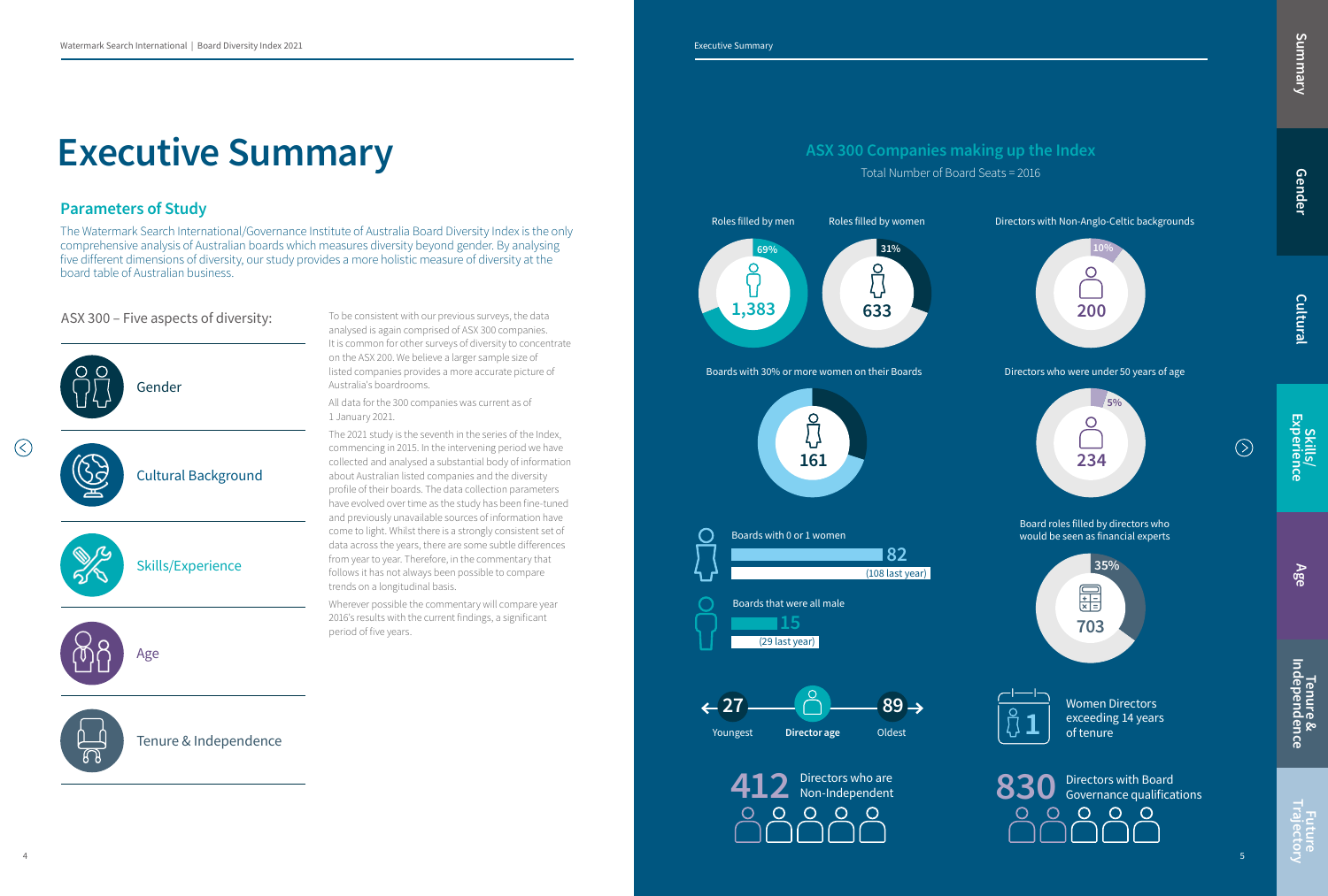# Executive Summary

## Parameters of Study

The Watermark Search International/Governance Institute of Australia Board Diversity Index is the only comprehensive analysis of Australian boards which measures diversity beyond gender. By analysing five different dimensions of diversity, our study provides a more holistic measure of diversity at the board table of Australian business.

### ASX 300 – Five aspects of diversity:

- Gender
- Cultural Background
- Skills/Experience
- Age
- Tenure & Independence

To be consistent with our previous surveys, the data analysed is again comprised of ASX 300 companies. It is common for other surveys of diversity to concentrate on the ASX 200. We believe a larger sample size of listed companies provides a more accurate picture of Australia's boardrooms.

All data for the 300 companies was current as of 1 January 2021.

The 2021 study is the seventh in the series of the Index, commencing in 2015. In the intervening period we have collected and analysed a substantial body of information about Australian listed companies and the diversity profile of their boards. The data collection parameters have evolved over time as the study has been fine-tuned and previously unavailable sources of information have come to light. Whilst there is a strongly consistent set of data across the years, there are some subtle differences from year to year. Therefore, in the commentary that follows it has not always been possible to compare trends on a longitudinal basis.

Wherever possible the commentary will compare year 2016's results with the current findings, a significant period of five years.

## ASX 300 Companies making up the Index

Total Number of Board Seats = 2016

- Roles filled by men: 69% – 1,383
- Roles filled by women: 31% – 633
- Directors with Non-Anglo-Celtic backgrounds: 10% – 200
- Boards with 30% or more women on their Boards: 161
- Directors who were under 50 years of age: 5% – 234
- Boards with 0 or 1 women: 82 (108 last year)
- Boards that were all male: 15 (29 last year)
- Board roles filled by directors who would be seen as financial experts: 35% – 703
- Director age: Youngest 27 – Oldest 89
- 1 Women Directors exceeding 14 years of tenure
- 412 Directors who are Non-Independent
- 830 Directors with Board Governance qualifications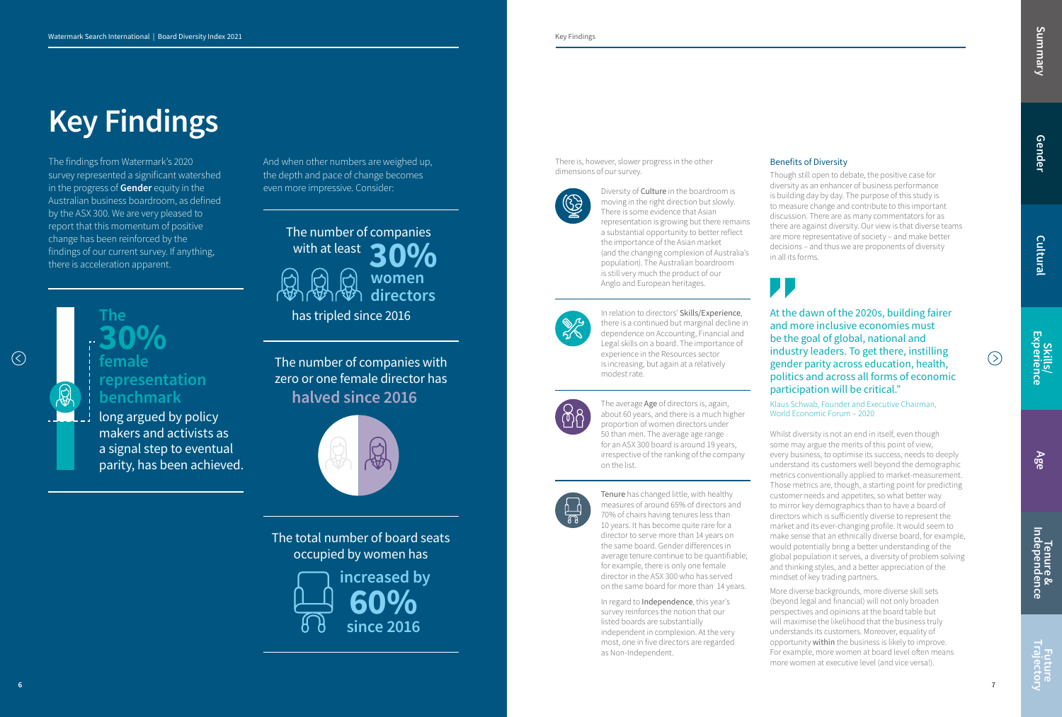# Key Findings

The findings from Watermark's 2020 survey represented a significant watershed in the progress of **Gender** equity in the Australian business boardroom, as defined by the ASX 300. We are very pleased to report that this momentum of positive change has been reinforced by the findings of our current survey. If anything, there is acceleration apparent.

**The 30% female representation benchmark** long argued by policy makers and activists as a signal step to eventual parity, has been achieved.

And when other numbers are weighed up, the depth and pace of change becomes even more impressive. Consider:

The number of companies with at least **30% women directors** has tripled since 2016

The number of companies with zero or one female director has **halved since 2016**

The total number of board seats occupied by women has **increased by 60% since 2016**

There is, however, slower progress in the other dimensions of our survey.

Diversity of **Culture** in the boardroom is moving in the right direction but slowly. There is some evidence that Asian representation is growing but there remains a substantial opportunity to better reflect the importance of the Asian market (and the changing complexion of Australia's population). The Australian boardroom is still very much the product of our Anglo and European heritages.

In relation to directors' **Skills/Experience**, there is a continued but marginal decline in dependence on Accounting, Financial and Legal skills on a board. The importance of experience in the Resources sector is increasing, but again at a relatively modest rate.

The average **Age** of directors is, again, about 60 years, and there is a much higher proportion of women directors under 50 than men. The average age range for an ASX 300 board is around 19 years, irrespective of the ranking of the company on the list.

**Tenure** has changed little, with healthy measures of around 65% of directors and 70% of chairs having tenures less than 10 years. It has become quite rare for a director to serve more than 14 years on the same board. Gender differences in average tenure continue to be quantifiable; for example, there is only one female director in the ASX 300 who has served on the same board for more than 14 years.

In regard to **Independence**, this year's survey reinforces the notion that our listed boards are substantially independent in complexion. At the very most, one in five directors are regarded as Non-Independent.

## Benefits of Diversity

Though still open to debate, the positive case for diversity as an enhancer of business performance is building day by day. The purpose of this study is to measure change and contribute to this important discussion. There are as many commentators for as there are against diversity. Our view is that diverse teams are more representative of society – and make better decisions – and thus we are proponents of diversity in all its forms.

> At the dawn of the 2020s, building fairer and more inclusive economies must be the goal of global, national and industry leaders. To get there, instilling gender parity across education, health, politics and across all forms of economic participation will be critical."
>
> Klaus Schwab, Founder and Executive Chairman, World Economic Forum – 2020

Whilst diversity is not an end in itself, even though some may argue the merits of this point of view, every business, to optimise its success, needs to deeply understand its customers well beyond the demographic metrics conventionally applied to market-measurement. Those metrics are, though, a starting point for predicting customer needs and appetites, so what better way to mirror key demographics than to have a board of directors which is sufficiently diverse to represent the market and its ever-changing profile. It would seem to make sense that an ethnically diverse board, for example, would potentially bring a better understanding of the global population it serves, a diversity of problem solving and thinking styles, and a better appreciation of the mindset of key trading partners.

More diverse backgrounds, more diverse skill sets (beyond legal and financial) will not only broaden perspectives and opinions at the board table but will maximise the likelihood that the business truly understands its customers. Moreover, equality of opportunity **within** the business is likely to improve. For example, more women at board level often means more women at executive level (and vice versa!).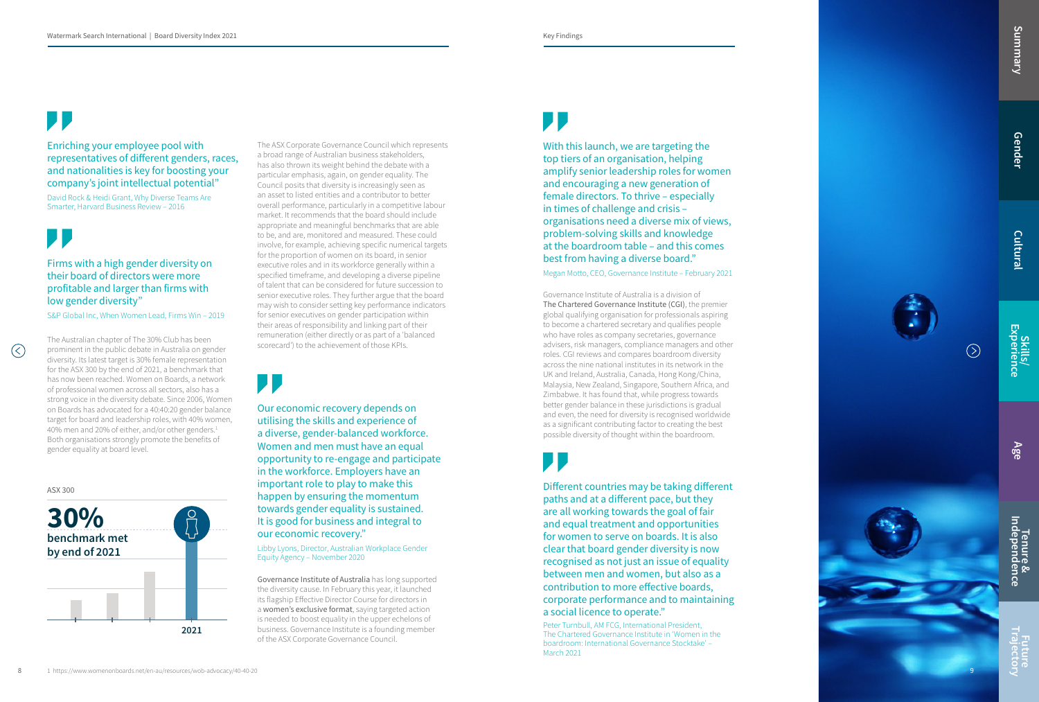> Enriching your employee pool with representatives of different genders, races, and nationalities is key for boosting your company's joint intellectual potential"

David Rock & Heidi Grant, Why Diverse Teams Are Smarter, Harvard Business Review – 2016

> Firms with a high gender diversity on their board of directors were more profitable and larger than firms with low gender diversity"

S&P Global Inc, When Women Lead, Firms Win – 2019

The Australian chapter of The 30% Club has been prominent in the public debate in Australia on gender diversity. Its latest target is 30% female representation for the ASX 300 by the end of 2021, a benchmark that has now been reached. Women on Boards, a network of professional women across all sectors, also has a strong voice in the diversity debate. Since 2006, Women on Boards has advocated for a 40:40:20 gender balance target for board and leadership roles, with 40% women, 40% men and 20% of either, and/or other genders.[1] Both organisations strongly promote the benefits of gender equality at board level.

ASX 300

**30%**
**benchmark met by end of 2021**

2021

The ASX Corporate Governance Council which represents a broad range of Australian business stakeholders, has also thrown its weight behind the debate with a particular emphasis, again, on gender equality. The Council posits that diversity is increasingly seen as an asset to listed entities and a contributor to better overall performance, particularly in a competitive labour market. It recommends that the board should include appropriate and meaningful benchmarks that are able to be, and are, monitored and measured. These could involve, for example, achieving specific numerical targets for the proportion of women on its board, in senior executive roles and in its workforce generally within a specified timeframe, and developing a diverse pipeline of talent that can be considered for future succession to senior executive roles. They further argue that the board may wish to consider setting key performance indicators for senior executives on gender participation within their areas of responsibility and linking part of their remuneration (either directly or as part of a 'balanced scorecard') to the achievement of those KPIs.

> Our economic recovery depends on utilising the skills and experience of a diverse, gender-balanced workforce. Women and men must have an equal opportunity to re-engage and participate in the workforce. Employers have an important role to play to make this happen by ensuring the momentum towards gender equality is sustained. It is good for business and integral to our economic recovery."

Libby Lyons, Director, Australian Workplace Gender Equity Agency – November 2020

Governance Institute of Australia has long supported the diversity cause. In February this year, it launched its flagship Effective Director Course for directors in a women's exclusive format, saying targeted action is needed to boost equality in the upper echelons of business. Governance Institute is a founding member of the ASX Corporate Governance Council.

> With this launch, we are targeting the top tiers of an organisation, helping amplify senior leadership roles for women and encouraging a new generation of female directors. To thrive – especially in times of challenge and crisis – organisations need a diverse mix of views, problem-solving skills and knowledge at the boardroom table – and this comes best from having a diverse board."

Megan Motto, CEO, Governance Institute – February 2021

Governance Institute of Australia is a division of The Chartered Governance Institute (CGI), the premier global qualifying organisation for professionals aspiring to become a chartered secretary and qualifies people who have roles as company secretaries, governance advisers, risk managers, compliance managers and other roles. CGI reviews and compares boardroom diversity across the nine national institutes in its network in the UK and Ireland, Australia, Canada, Hong Kong/China, Malaysia, New Zealand, Singapore, Southern Africa, and Zimbabwe. It has found that, while progress towards better gender balance in these jurisdictions is gradual and even, the need for diversity is recognised worldwide as a significant contributing factor to creating the best possible diversity of thought within the boardroom.

> Different countries may be taking different paths and at a different pace, but they are all working towards the goal of fair and equal treatment and opportunities for women to serve on boards. It is also clear that board gender diversity is now recognised as not just an issue of equality between men and women, but also as a contribution to more effective boards, corporate performance and to maintaining a social licence to operate."

Peter Turnbull, AM FCG, International President, The Chartered Governance Institute in 'Women in the boardroom: International Governance Stocktake' – March 2021

1 https://www.womenonboards.net/en-au/resources/wob-advocacy/40-40-20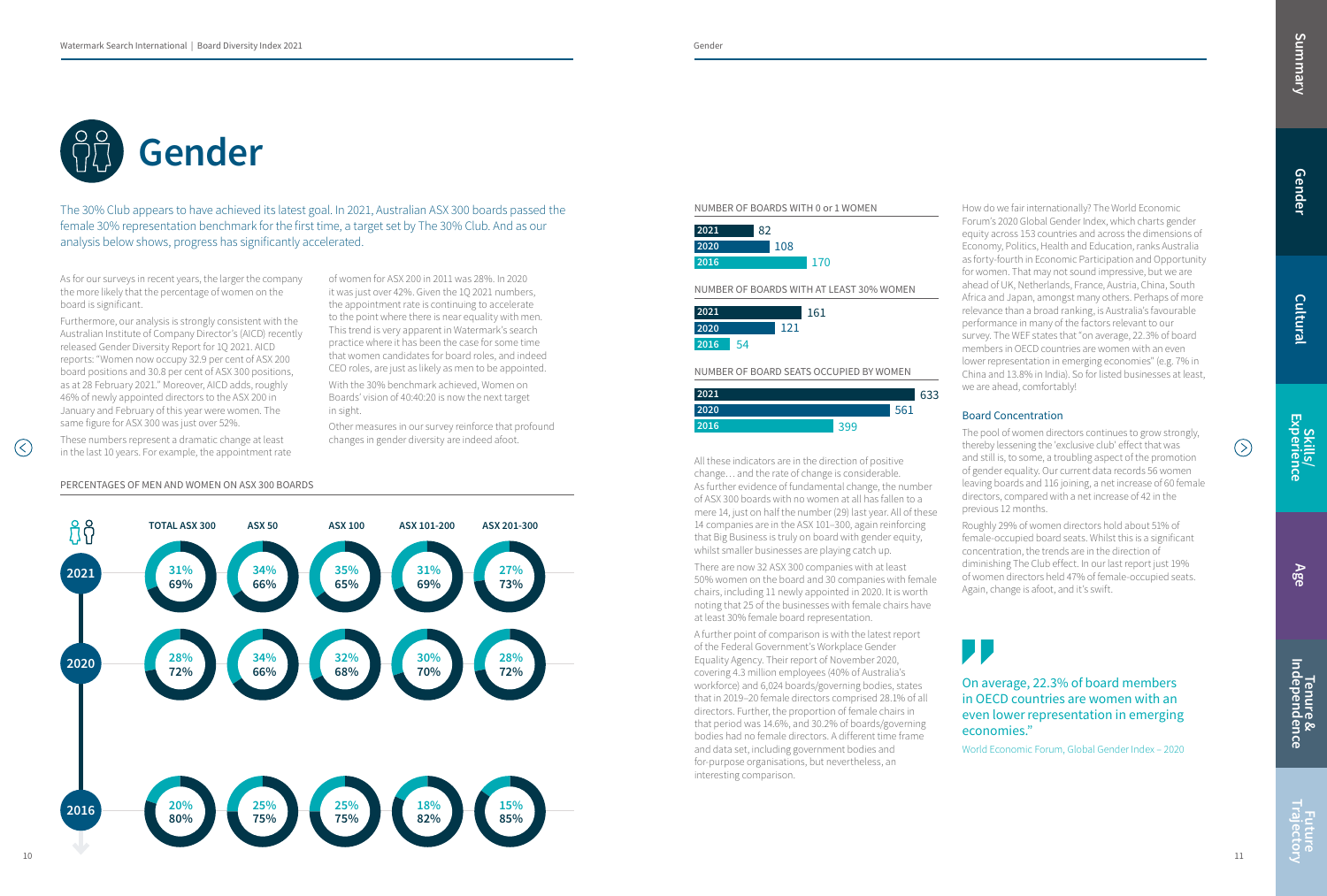# Gender

The 30% Club appears to have achieved its latest goal. In 2021, Australian ASX 300 boards passed the female 30% representation benchmark for the first time, a target set by The 30% Club. And as our analysis below shows, progress has significantly accelerated.

As for our surveys in recent years, the larger the company the more likely that the percentage of women on the board is significant.

Furthermore, our analysis is strongly consistent with the Australian Institute of Company Director's (AICD) recently released Gender Diversity Report for 1Q 2021. AICD reports: "Women now occupy 32.9 per cent of ASX 200 board positions and 30.8 per cent of ASX 300 positions, as at 28 February 2021." Moreover, AICD adds, roughly 46% of newly appointed directors to the ASX 200 in January and February of this year were women. The same figure for ASX 300 was just over 52%.

These numbers represent a dramatic change at least in the last 10 years. For example, the appointment rate of women for ASX 200 in 2011 was 28%. In 2020 it was just over 42%. Given the 1Q 2021 numbers, the appointment rate is continuing to accelerate to the point where there is near equality with men. This trend is very apparent in Watermark's search practice where it has been the case for some time that women candidates for board roles, and indeed CEO roles, are just as likely as men to be appointed.

With the 30% benchmark achieved, Women on Boards' vision of 40:40:20 is now the next target in sight.

Other measures in our survey reinforce that profound changes in gender diversity are indeed afoot.

PERCENTAGES OF MEN AND WOMEN ON ASX 300 BOARDS

| Year | TOTAL ASX 300 | ASX 50 | ASX 100 | ASX 101-200 | ASX 201-300 |
|---|---|---|---|---|---|
| 2021 | 31% / 69% | 34% / 66% | 35% / 65% | 31% / 69% | 27% / 73% |
| 2020 | 28% / 72% | 34% / 66% | 32% / 68% | 30% / 70% | 28% / 72% |
| 2016 | 20% / 80% | 25% / 75% | 25% / 75% | 18% / 82% | 15% / 85% |

NUMBER OF BOARDS WITH 0 or 1 WOMEN

| Year | Number |
|---|---|
| 2021 | 82 |
| 2020 | 108 |
| 2016 | 170 |

NUMBER OF BOARDS WITH AT LEAST 30% WOMEN

| Year | Number |
|---|---|
| 2021 | 161 |
| 2020 | 121 |
| 2016 | 54 |

NUMBER OF BOARD SEATS OCCUPIED BY WOMEN

| Year | Number |
|---|---|
| 2021 | 633 |
| 2020 | 561 |
| 2016 | 399 |

All these indicators are in the direction of positive change… and the rate of change is considerable. As further evidence of fundamental change, the number of ASX 300 boards with no women at all has fallen to a mere 14, just on half the number (29) last year. All of these 14 companies are in the ASX 101–300, again reinforcing that Big Business is truly on board with gender equity, whilst smaller businesses are playing catch up.

There are now 32 ASX 300 companies with at least 50% women on the board and 30 companies with female chairs, including 11 newly appointed in 2020. It is worth noting that 25 of the businesses with female chairs have at least 30% female board representation.

A further point of comparison is with the latest report of the Federal Government's Workplace Gender Equality Agency. Their report of November 2020, covering 4.3 million employees (40% of Australia's workforce) and 6,024 boards/governing bodies, states that in 2019–20 female directors comprised 28.1% of all directors. Further, the proportion of female chairs in that period was 14.6%, and 30.2% of boards/governing bodies had no female directors. A different time frame and data set, including government bodies and for-purpose organisations, but nevertheless, an interesting comparison.

How do we fair internationally? The World Economic Forum's 2020 Global Gender Index, which charts gender equity across 153 countries and across the dimensions of Economy, Politics, Health and Education, ranks Australia as forty-fourth in Economic Participation and Opportunity for women. That may not sound impressive, but we are ahead of UK, Netherlands, France, Austria, China, South Africa and Japan, amongst many others. Perhaps of more relevance than a broad ranking, is Australia's favourable performance in many of the factors relevant to our survey. The WEF states that "on average, 22.3% of board members in OECD countries are women with an even lower representation in emerging economies" (e.g. 7% in China and 13.8% in India). So for listed businesses at least, we are ahead, comfortably!

### Board Concentration

The pool of women directors continues to grow strongly, thereby lessening the 'exclusive club' effect that was and still is, to some, a troubling aspect of the promotion of gender equality. Our current data records 56 women leaving boards and 116 joining, a net increase of 60 female directors, compared with a net increase of 42 in the previous 12 months.

Roughly 29% of women directors hold about 51% of female-occupied board seats. Whilst this is a significant concentration, the trends are in the direction of diminishing The Club effect. In our last report just 19% of women directors held 47% of female-occupied seats. Again, change is afoot, and it's swift.

> On average, 22.3% of board members in OECD countries are women with an even lower representation in emerging economies."
>
> World Economic Forum, Global Gender Index – 2020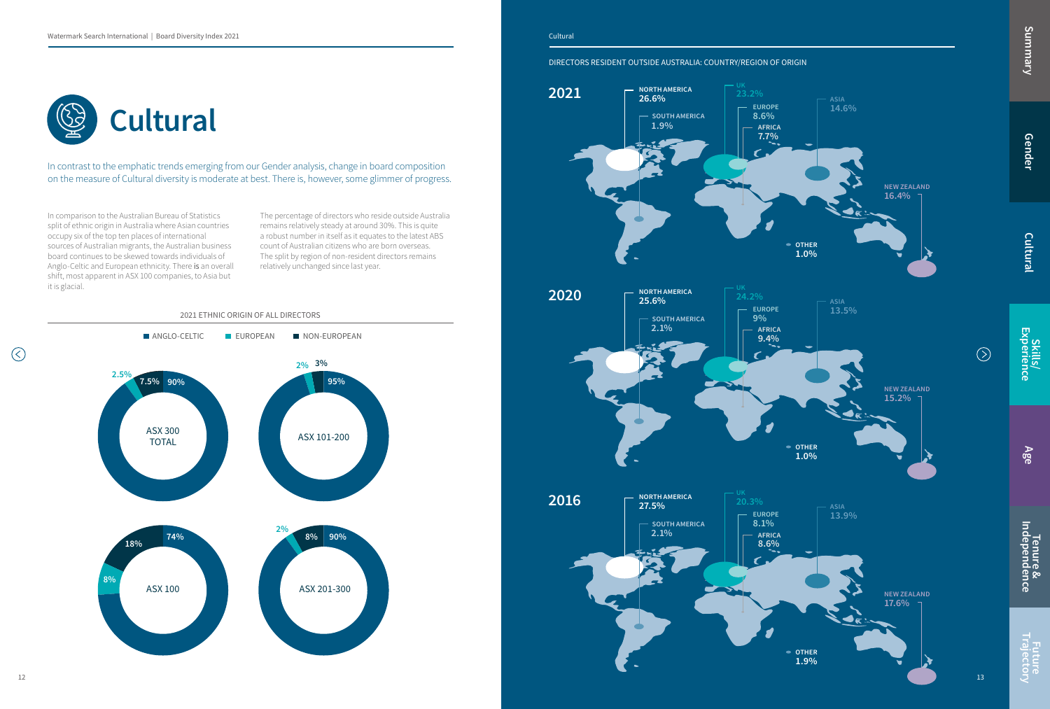# Cultural

In contrast to the emphatic trends emerging from our Gender analysis, change in board composition on the measure of Cultural diversity is moderate at best. There is, however, some glimmer of progress.

In comparison to the Australian Bureau of Statistics split of ethnic origin in Australia where Asian countries occupy six of the top ten places of international sources of Australian migrants, the Australian business board continues to be skewed towards individuals of Anglo-Celtic and European ethnicity. There **is** an overall shift, most apparent in ASX 100 companies, to Asia but it is glacial.

The percentage of directors who reside outside Australia remains relatively steady at around 30%. This is quite a robust number in itself as it equates to the latest ABS count of Australian citizens who are born overseas. The split by region of non-resident directors remains relatively unchanged since last year.

## 2021 ETHNIC ORIGIN OF ALL DIRECTORS

| | Anglo-Celtic | European | Non-European |
|---|---|---|---|
| ASX 300 Total | 90% | 2.5% | 7.5% |
| ASX 101-200 | 95% | 2% | 3% |
| ASX 100 | 74% | 8% | 18% |
| ASX 201-300 | 90% | 2% | 8% |

## DIRECTORS RESIDENT OUTSIDE AUSTRALIA: COUNTRY/REGION OF ORIGIN

| Region | 2021 | 2020 | 2016 |
|---|---|---|---|
| North America | 26.6% | 25.6% | 27.5% |
| South America | 1.9% | 2.1% | 2.1% |
| UK | 23.2% | 24.2% | 20.3% |
| Europe | 8.6% | 9% | 8.1% |
| Africa | 7.7% | 9.4% | 8.6% |
| Asia | 14.6% | 13.5% | 13.9% |
| New Zealand | 16.4% | 15.2% | 17.6% |
| Other | 1.0% | 1.0% | 1.9% |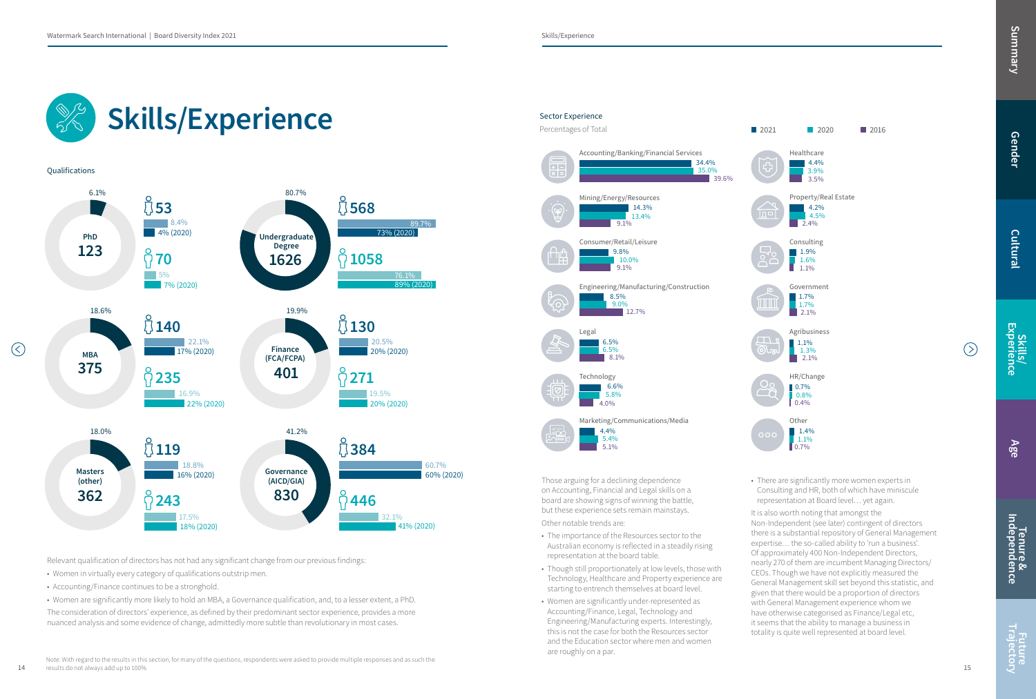# Skills/Experience

## Qualifications

| Qualification | Total | % of total | Women | Women % | Women % (2020) | Men | Men % | Men % (2020) |
|---|---|---|---|---|---|---|---|---|
| PhD | 123 | 6.1% | 53 | 8.4% | 4% (2020) | 70 | 5% | 7% (2020) |
| Undergraduate Degree | 1626 | 80.7% | 568 | 89.7% | 73% (2020) | 1058 | 76.1% | 89% (2020) |
| MBA | 375 | 18.6% | 140 | 22.1% | 17% (2020) | 235 | 16.9% | 22% (2020) |
| Finance (FCA/FCPA) | 401 | 19.9% | 130 | 20.5% | 20% (2020) | 271 | 19.5% | 20% (2020) |
| Masters (other) | 362 | 18.0% | 119 | 18.8% | 16% (2020) | 243 | 17.5% | 18% (2020) |
| Governance (AICD/GIA) | 830 | 41.2% | 384 | 60.7% | 60% (2020) | 446 | 32.1% | 41% (2020) |

Relevant qualification of directors has not had any significant change from our previous findings:

- Women in virtually every category of qualifications outstrip men.
- Accounting/Finance continues to be a stronghold.
- Women are significantly more likely to hold an MBA, a Governance qualification, and, to a lesser extent, a PhD.

The consideration of directors' experience, as defined by their predominant sector experience, provides a more nuanced analysis and some evidence of change, admittedly more subtle than revolutionary in most cases.

Note: With regard to the results in this section, for many of the questions, respondents were asked to provide multiple responses and as such the results do not always add up to 100%

## Sector Experience

Percentages of Total

| Sector | 2021 | 2020 | 2016 |
|---|---|---|---|
| Accounting/Banking/Financial Services | 34.4% | 35.0% | 39.6% |
| Mining/Energy/Resources | 14.3% | 13.4% | 9.1% |
| Consumer/Retail/Leisure | 9.8% | 10.0% | 9.1% |
| Engineering/Manufacturing/Construction | 8.5% | 9.0% | 12.7% |
| Legal | 6.5% | 6.5% | 8.1% |
| Technology | 6.6% | 5.8% | 4.0% |
| Marketing/Communications/Media | 4.4% | 5.4% | 5.1% |
| Healthcare | 4.4% | 3.9% | 3.5% |
| Property/Real Estate | 4.2% | 4.5% | 2.4% |
| Consulting | 1.9% | 1.6% | 1.1% |
| Government | 1.7% | 1.7% | 2.1% |
| Agribusiness | 1.1% | 1.3% | 2.1% |
| HR/Change | 0.7% | 0.8% | 0.4% |
| Other | 1.4% | 1.1% | 0.7% |

Those arguing for a declining dependence on Accounting, Financial and Legal skills on a board are showing signs of winning the battle, but these experience sets remain mainstays.

Other notable trends are:

- The importance of the Resources sector to the Australian economy is reflected in a steadily rising representation at the board table.
- Though still proportionately at low levels, those with Technology, Healthcare and Property experience are starting to entrench themselves at board level.
- Women are significantly under-represented as Accounting/Finance, Legal, Technology and Engineering/Manufacturing experts. Interestingly, this is not the case for both the Resources sector and the Education sector where men and women are roughly on a par.
- There are significantly more women experts in Consulting and HR, both of which have miniscule representation at Board level… yet again.

It is also worth noting that amongst the Non-Independent (see later) contingent of directors there is a substantial repository of General Management expertise… the so-called ability to 'run a business'. Of approximately 400 Non-Independent Directors, nearly 270 of them are incumbent Managing Directors/CEOs. Though we have not explicitly measured the General Management skill set beyond this statistic, and given that there would be a proportion of directors with General Management experience whom we have otherwise categorised as Finance/Legal etc, it seems that the ability to manage a business in totality is quite well represented at board level.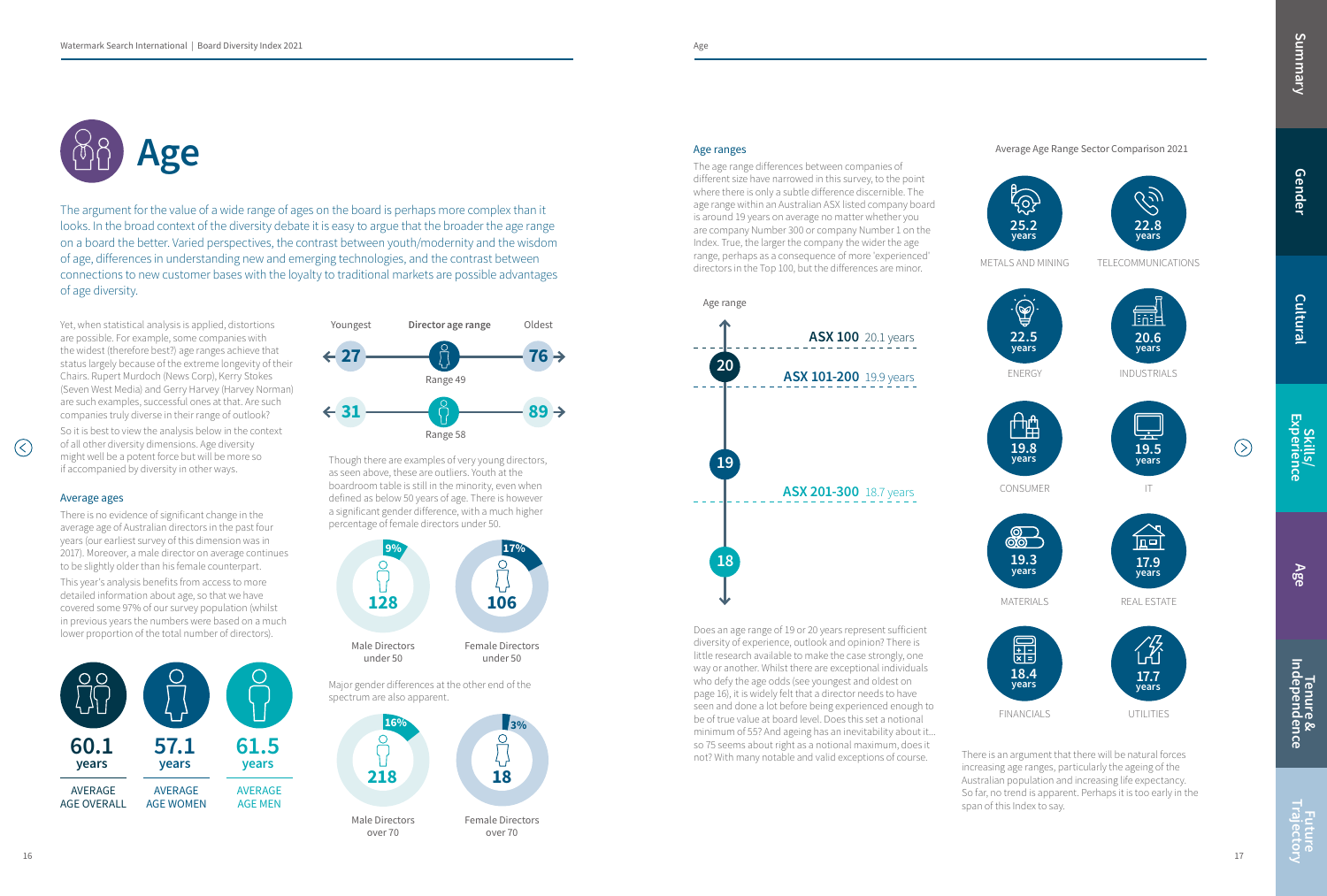# Age

The argument for the value of a wide range of ages on the board is perhaps more complex than it looks. In the broad context of the diversity debate it is easy to argue that the broader the age range on a board the better. Varied perspectives, the contrast between youth/modernity and the wisdom of age, differences in understanding new and emerging technologies, and the contrast between connections to new customer bases with the loyalty to traditional markets are possible advantages of age diversity.

Yet, when statistical analysis is applied, distortions are possible. For example, some companies with the widest (therefore best?) age ranges achieve that status largely because of the extreme longevity of their Chairs. Rupert Murdoch (News Corp), Kerry Stokes (Seven West Media) and Gerry Harvey (Harvey Norman) are such examples, successful ones at that. Are such companies truly diverse in their range of outlook?

So it is best to view the analysis below in the context of all other diversity dimensions. Age diversity might well be a potent force but will be more so if accompanied by diversity in other ways.

## Average ages

There is no evidence of significant change in the average age of Australian directors in the past four years (our earliest survey of this dimension was in 2017). Moreover, a male director on average continues to be slightly older than his female counterpart.

This year's analysis benefits from access to more detailed information about age, so that we have covered some 97% of our survey population (whilst in previous years the numbers were based on a much lower proportion of the total number of directors).

| AVERAGE AGE OVERALL | AVERAGE AGE WOMEN | AVERAGE AGE MEN |
|---|---|---|
| 60.1 years | 57.1 years | 61.5 years |

| Youngest | Director age range | Oldest |
|---|---|---|
| 27 | Range 49 (Women) | 76 |
| 31 | Range 58 (Men) | 89 |

Though there are examples of very young directors, as seen above, these are outliers. Youth at the boardroom table is still in the minority, even when defined as below 50 years of age. There is however a significant gender difference, with a much higher percentage of female directors under 50.

| | Number | Percentage |
|---|---|---|
| Male Directors under 50 | 128 | 9% |
| Female Directors under 50 | 106 | 17% |

Major gender differences at the other end of the spectrum are also apparent.

| | Number | Percentage |
|---|---|---|
| Male Directors over 70 | 218 | 16% |
| Female Directors over 70 | 18 | 3% |

## Age ranges

The age range differences between companies of different size have narrowed in this survey, to the point where there is only a subtle difference discernible. The age range within an Australian ASX listed company board is around 19 years on average no matter whether you are company Number 300 or company Number 1 on the Index. True, the larger the company the wider the age range, perhaps as a consequence of more 'experienced' directors in the Top 100, but the differences are minor.

Age range

| Index | Age range |
|---|---|
| ASX 100 | 20.1 years |
| ASX 101-200 | 19.9 years |
| ASX 201-300 | 18.7 years |

Does an age range of 19 or 20 years represent sufficient diversity of experience, outlook and opinion? There is little research available to make the case strongly, one way or another. Whilst there are exceptional individuals who defy the age odds (see youngest and oldest on page 16), it is widely felt that a director needs to have seen and done a lot before being experienced enough to be of true value at board level. Does this set a notional minimum of 55? And ageing has an inevitability about it... so 75 seems about right as a notional maximum, does it not? With many notable and valid exceptions of course.

Average Age Range Sector Comparison 2021

| Sector | Average age range |
|---|---|
| Metals and Mining | 25.2 years |
| Telecommunications | 22.8 years |
| Energy | 22.5 years |
| Industrials | 20.6 years |
| Consumer | 19.8 years |
| IT | 19.5 years |
| Materials | 19.3 years |
| Real Estate | 17.9 years |
| Financials | 18.4 years |
| Utilities | 17.7 years |

There is an argument that there will be natural forces increasing age ranges, particularly the ageing of the Australian population and increasing life expectancy. So far, no trend is apparent. Perhaps it is too early in the span of this Index to say.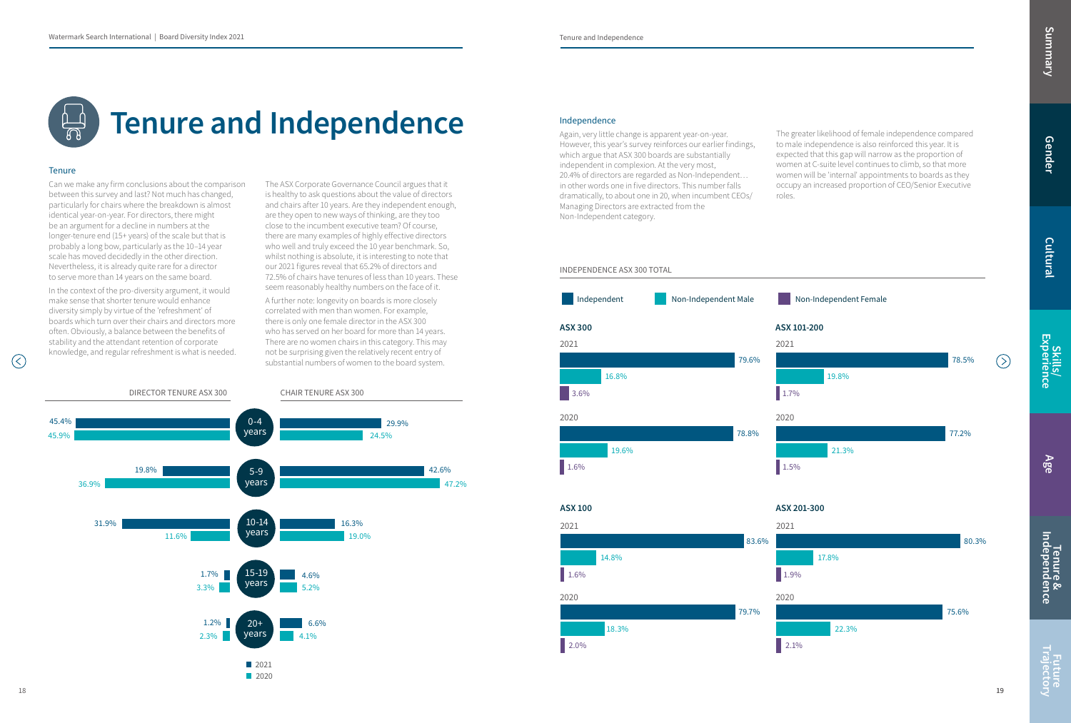# Tenure and Independence

## Tenure

Can we make any firm conclusions about the comparison between this survey and last? Not much has changed, particularly for chairs where the breakdown is almost identical year-on-year. For directors, there might be an argument for a decline in numbers at the longer-tenure end (15+ years) of the scale but that is probably a long bow, particularly as the 10–14 year scale has moved decidedly in the other direction. Nevertheless, it is already quite rare for a director to serve more than 14 years on the same board.

In the context of the pro-diversity argument, it would make sense that shorter tenure would enhance diversity simply by virtue of the 'refreshment' of boards which turn over their chairs and directors more often. Obviously, a balance between the benefits of stability and the attendant retention of corporate knowledge, and regular refreshment is what is needed.

The ASX Corporate Governance Council argues that it is healthy to ask questions about the value of directors and chairs after 10 years. Are they independent enough, are they open to new ways of thinking, are they too close to the incumbent executive team? Of course, there are many examples of highly effective directors who well and truly exceed the 10 year benchmark. So, whilst nothing is absolute, it is interesting to note that our 2021 figures reveal that 65.2% of directors and 72.5% of chairs have tenures of less than 10 years. These seem reasonably healthy numbers on the face of it.

A further note: longevity on boards is more closely correlated with men than women. For example, there is only one female director in the ASX 300 who has served on her board for more than 14 years. There are no women chairs in this category. This may not be surprising given the relatively recent entry of substantial numbers of women to the board system.

| Tenure | Director Tenure ASX 300 – 2021 | Director Tenure ASX 300 – 2020 | Chair Tenure ASX 300 – 2021 | Chair Tenure ASX 300 – 2020 |
|---|---|---|---|---|
| 0-4 years | 45.4% | 45.9% | 29.9% | 24.5% |
| 5-9 years | 19.8% | 36.9% | 42.6% | 47.2% |
| 10-14 years | 31.9% | 11.6% | 16.3% | 19.0% |
| 15-19 years | 1.7% | 3.3% | 4.6% | 5.2% |
| 20+ years | 1.2% | 2.3% | 6.6% | 4.1% |

## Independence

Again, very little change is apparent year-on-year. However, this year's survey reinforces our earlier findings, which argue that ASX 300 boards are substantially independent in complexion. At the very most, 20.4% of directors are regarded as Non-Independent… in other words one in five directors. This number falls dramatically, to about one in 20, when incumbent CEOs/ Managing Directors are extracted from the Non-Independent category.

The greater likelihood of female independence compared to male independence is also reinforced this year. It is expected that this gap will narrow as the proportion of women at C-suite level continues to climb, so that more women will be 'internal' appointments to boards as they occupy an increased proportion of CEO/Senior Executive roles.

INDEPENDENCE ASX 300 TOTAL

| Index | Year | Independent | Non-Independent Male | Non-Independent Female |
|---|---|---|---|---|
| ASX 300 | 2021 | 79.6% | 16.8% | 3.6% |
| ASX 300 | 2020 | 78.8% | 19.6% | 1.6% |
| ASX 101-200 | 2021 | 78.5% | 19.8% | 1.7% |
| ASX 101-200 | 2020 | 77.2% | 21.3% | 1.5% |
| ASX 100 | 2021 | 83.6% | 14.8% | 1.6% |
| ASX 100 | 2020 | 79.7% | 18.3% | 2.0% |
| ASX 201-300 | 2021 | 80.3% | 17.8% | 1.9% |
| ASX 201-300 | 2020 | 75.6% | 22.3% | 2.1% |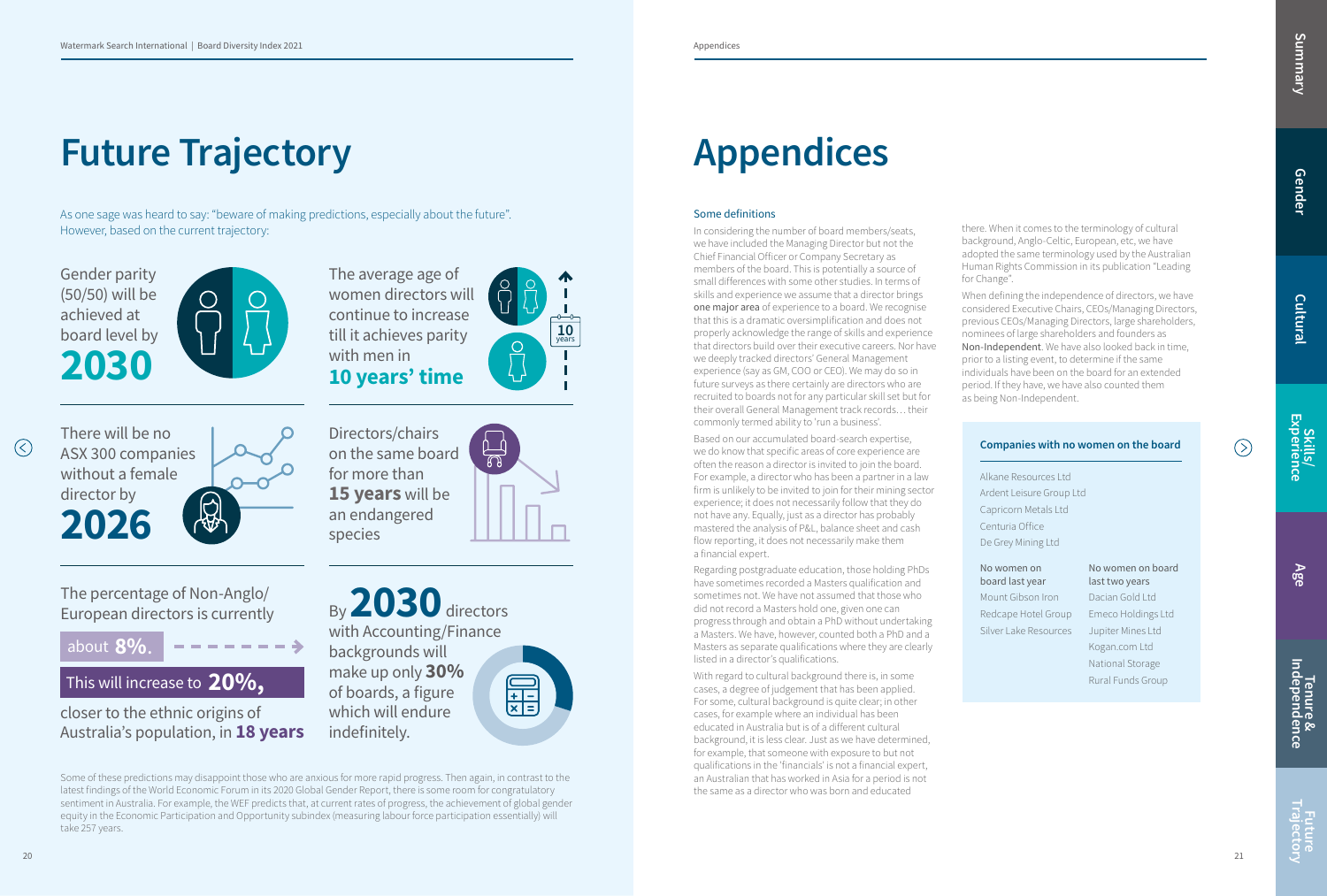# Future Trajectory

As one sage was heard to say: "beware of making predictions, especially about the future". However, based on the current trajectory:

Gender parity (50/50) will be achieved at board level by **2030**

The average age of women directors will continue to increase till it achieves parity with men in **10 years' time**

There will be no ASX 300 companies without a female director by **2026**

Directors/chairs on the same board for more than **15 years** will be an endangered species

The percentage of Non-Anglo/ European directors is currently about **8%.**

This will increase to **20%,** closer to the ethnic origins of Australia's population, in **18 years**

By **2030** directors with Accounting/Finance backgrounds will make up only **30%** of boards, a figure which will endure indefinitely.

Some of these predictions may disappoint those who are anxious for more rapid progress. Then again, in contrast to the latest findings of the World Economic Forum in its 2020 Global Gender Report, there is some room for congratulatory sentiment in Australia. For example, the WEF predicts that, at current rates of progress, the achievement of global gender equity in the Economic Participation and Opportunity subindex (measuring labour force participation essentially) will take 257 years.

# Appendices

## Some definitions

In considering the number of board members/seats, we have included the Managing Director but not the Chief Financial Officer or Company Secretary as members of the board. This is potentially a source of small differences with some other studies. In terms of skills and experience we assume that a director brings one major area of experience to a board. We recognise that this is a dramatic oversimplification and does not properly acknowledge the range of skills and experience that directors build over their executive careers. Nor have we deeply tracked directors' General Management experience (say as GM, COO or CEO). We may do so in future surveys as there certainly are directors who are recruited to boards not for any particular skill set but for their overall General Management track records… their commonly termed ability to 'run a business'.

Based on our accumulated board-search expertise, we do know that specific areas of core experience are often the reason a director is invited to join the board. For example, a director who has been a partner in a law firm is unlikely to be invited to join for their mining sector experience; it does not necessarily follow that they do not have any. Equally, just as a director has probably mastered the analysis of P&L, balance sheet and cash flow reporting, it does not necessarily make them a financial expert.

Regarding postgraduate education, those holding PhDs have sometimes recorded a Masters qualification and sometimes not. We have not assumed that those who did not record a Masters hold one, given one can progress through and obtain a PhD without undertaking a Masters. We have, however, counted both a PhD and a Masters as separate qualifications where they are clearly listed in a director's qualifications.

With regard to cultural background there is, in some cases, a degree of judgement that has been applied. For some, cultural background is quite clear; in other cases, for example where an individual has been educated in Australia but is of a different cultural background, it is less clear. Just as we have determined, for example, that someone with exposure to but not qualifications in the 'financials' is not a financial expert, an Australian that has worked in Asia for a period is not the same as a director who was born and educated there. When it comes to the terminology of cultural background, Anglo-Celtic, European, etc, we have adopted the same terminology used by the Australian Human Rights Commission in its publication "Leading for Change".

When defining the independence of directors, we have considered Executive Chairs, CEOs/Managing Directors, previous CEOs/Managing Directors, large shareholders, nominees of large shareholders and founders as Non-Independent. We have also looked back in time, prior to a listing event, to determine if the same individuals have been on the board for an extended period. If they have, we have also counted them as being Non-Independent.

### Companies with no women on the board

Alkane Resources Ltd
Ardent Leisure Group Ltd
Capricorn Metals Ltd
Centuria Office
De Grey Mining Ltd

| No women on board last year | No women on board last two years |
|---|---|
| Mount Gibson Iron | Dacian Gold Ltd |
| Redcape Hotel Group | Emeco Holdings Ltd |
| Silver Lake Resources | Jupiter Mines Ltd |
| | Kogan.com Ltd |
| | National Storage |
| | Rural Funds Group |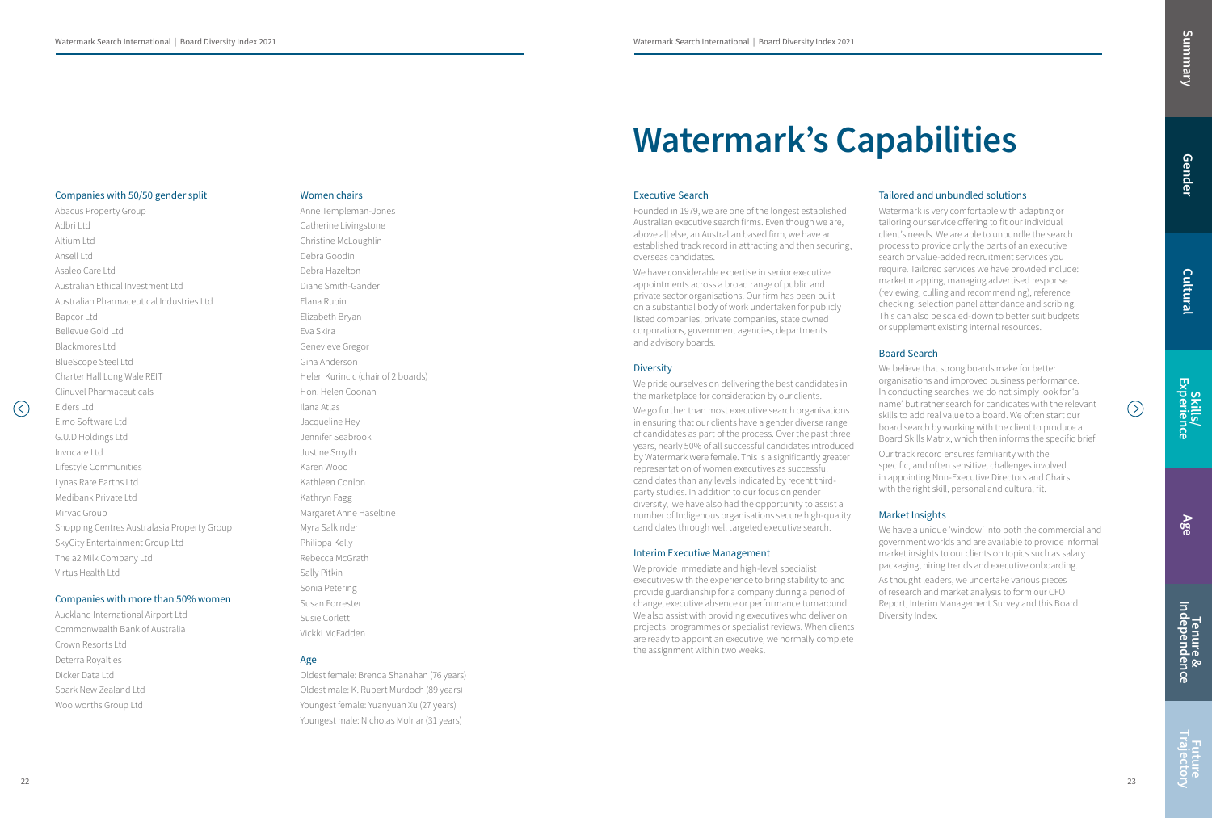### Companies with 50/50 gender split

Abacus Property Group
Adbri Ltd
Altium Ltd
Ansell Ltd
Asaleo Care Ltd
Australian Ethical Investment Ltd
Australian Pharmaceutical Industries Ltd
Bapcor Ltd
Bellevue Gold Ltd
Blackmores Ltd
BlueScope Steel Ltd
Charter Hall Long Wale REIT
Clinuvel Pharmaceuticals
Elders Ltd
Elmo Software Ltd
G.U.D Holdings Ltd
Invocare Ltd
Lifestyle Communities
Lynas Rare Earths Ltd
Medibank Private Ltd
Mirvac Group
Shopping Centres Australasia Property Group
SkyCity Entertainment Group Ltd
The a2 Milk Company Ltd
Virtus Health Ltd

### Companies with more than 50% women

Auckland International Airport Ltd
Commonwealth Bank of Australia
Crown Resorts Ltd
Deterra Royalties
Dicker Data Ltd
Spark New Zealand Ltd
Woolworths Group Ltd

### Women chairs

Anne Templeman-Jones
Catherine Livingstone
Christine McLoughlin
Debra Goodin
Debra Hazelton
Diane Smith-Gander
Elana Rubin
Elizabeth Bryan
Eva Skira
Genevieve Gregor
Gina Anderson
Helen Kurincic (chair of 2 boards)
Hon. Helen Coonan
Ilana Atlas
Jacqueline Hey
Jennifer Seabrook
Justine Smyth
Karen Wood
Kathleen Conlon
Kathryn Fagg
Margaret Anne Haseltine
Myra Salkinder
Philippa Kelly
Rebecca McGrath
Sally Pitkin
Sonia Petering
Susan Forrester
Susie Corlett
Vickki McFadden

### Age

Oldest female: Brenda Shanahan (76 years)
Oldest male: K. Rupert Murdoch (89 years)
Youngest female: Yuanyuan Xu (27 years)
Youngest male: Nicholas Molnar (31 years)

# Watermark's Capabilities

### Executive Search

Founded in 1979, we are one of the longest established Australian executive search firms. Even though we are, above all else, an Australian based firm, we have an established track record in attracting and then securing, overseas candidates.

We have considerable expertise in senior executive appointments across a broad range of public and private sector organisations. Our firm has been built on a substantial body of work undertaken for publicly listed companies, private companies, state owned corporations, government agencies, departments and advisory boards.

### Diversity

We pride ourselves on delivering the best candidates in the marketplace for consideration by our clients.

We go further than most executive search organisations in ensuring that our clients have a gender diverse range of candidates as part of the process. Over the past three years, nearly 50% of all successful candidates introduced by Watermark were female. This is a significantly greater representation of women executives as successful candidates than any levels indicated by recent third-party studies. In addition to our focus on gender diversity, we have also had the opportunity to assist a number of Indigenous organisations secure high-quality candidates through well targeted executive search.

### Interim Executive Management

We provide immediate and high-level specialist executives with the experience to bring stability to and provide guardianship for a company during a period of change, executive absence or performance turnaround. We also assist with providing executives who deliver on projects, programmes or specialist reviews. When clients are ready to appoint an executive, we normally complete the assignment within two weeks.

### Tailored and unbundled solutions

Watermark is very comfortable with adapting or tailoring our service offering to fit our individual client's needs. We are able to unbundle the search process to provide only the parts of an executive search or value-added recruitment services you require. Tailored services we have provided include: market mapping, managing advertised response (reviewing, culling and recommending), reference checking, selection panel attendance and scribing. This can also be scaled-down to better suit budgets or supplement existing internal resources.

### Board Search

We believe that strong boards make for better organisations and improved business performance. In conducting searches, we do not simply look for 'a name' but rather search for candidates with the relevant skills to add real value to a board. We often start our board search by working with the client to produce a Board Skills Matrix, which then informs the specific brief.

Our track record ensures familiarity with the specific, and often sensitive, challenges involved in appointing Non-Executive Directors and Chairs with the right skill, personal and cultural fit.

### Market Insights

We have a unique 'window' into both the commercial and government worlds and are available to provide informal market insights to our clients on topics such as salary packaging, hiring trends and executive onboarding.

As thought leaders, we undertake various pieces of research and market analysis to form our CFO Report, Interim Management Survey and this Board Diversity Index.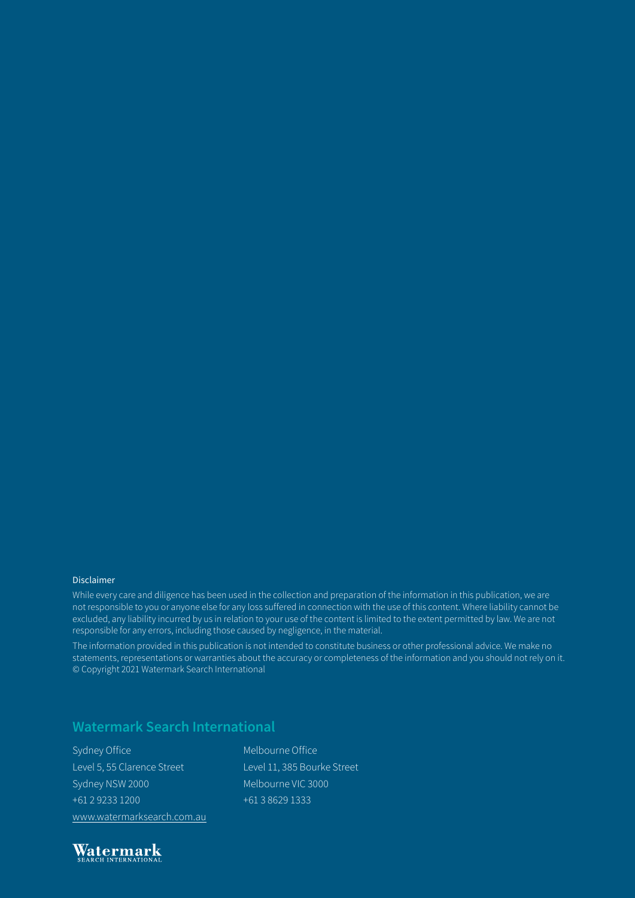Disclaimer

While every care and diligence has been used in the collection and preparation of the information in this publication, we are not responsible to you or anyone else for any loss suffered in connection with the use of this content. Where liability cannot be excluded, any liability incurred by us in relation to your use of the content is limited to the extent permitted by law. We are not responsible for any errors, including those caused by negligence, in the material.

The information provided in this publication is not intended to constitute business or other professional advice. We make no statements, representations or warranties about the accuracy or completeness of the information and you should not rely on it.
© Copyright 2021 Watermark Search International

## Watermark Search International

Sydney Office
Level 5, 55 Clarence Street
Sydney NSW 2000
+61 2 9233 1200
www.watermarksearch.com.au

Melbourne Office
Level 11, 385 Bourke Street
Melbourne VIC 3000
+61 3 8629 1333

Watermark
SEARCH INTERNATIONAL